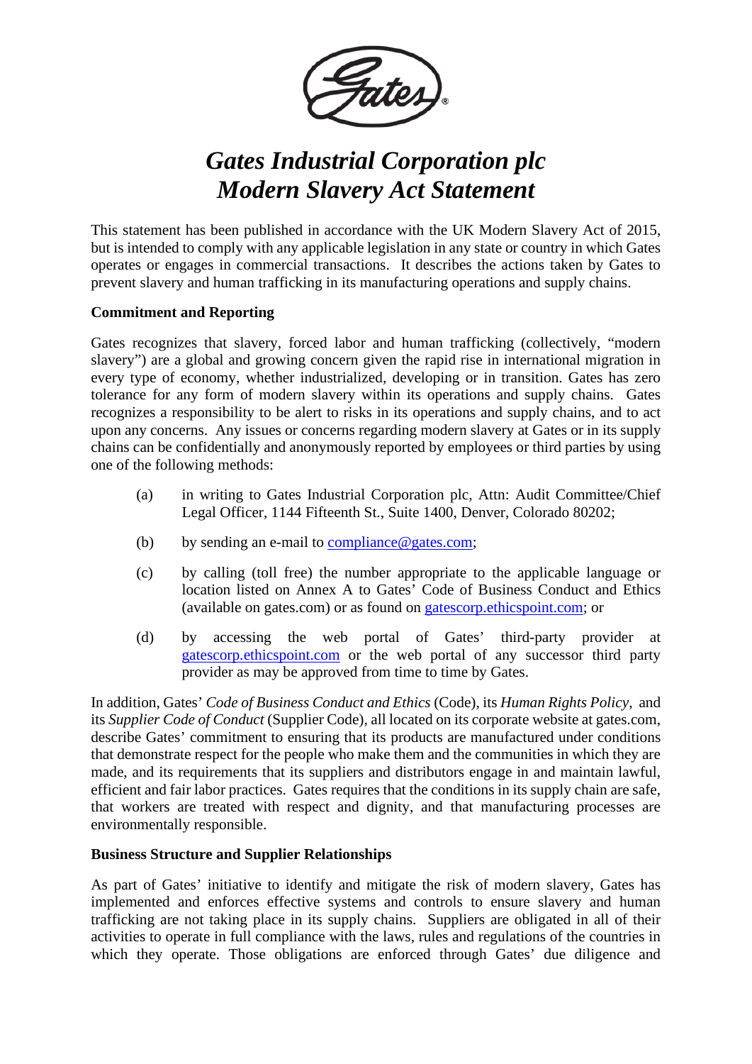# *Gates Industrial Corporation plc*
# *Modern Slavery Act Statement*

This statement has been published in accordance with the UK Modern Slavery Act of 2015, but is intended to comply with any applicable legislation in any state or country in which Gates operates or engages in commercial transactions. It describes the actions taken by Gates to prevent slavery and human trafficking in its manufacturing operations and supply chains.

**Commitment and Reporting**

Gates recognizes that slavery, forced labor and human trafficking (collectively, "modern slavery") are a global and growing concern given the rapid rise in international migration in every type of economy, whether industrialized, developing or in transition. Gates has zero tolerance for any form of modern slavery within its operations and supply chains. Gates recognizes a responsibility to be alert to risks in its operations and supply chains, and to act upon any concerns. Any issues or concerns regarding modern slavery at Gates or in its supply chains can be confidentially and anonymously reported by employees or third parties by using one of the following methods:

(a) in writing to Gates Industrial Corporation plc, Attn: Audit Committee/Chief Legal Officer, 1144 Fifteenth St., Suite 1400, Denver, Colorado 80202;

(b) by sending an e-mail to compliance@gates.com;

(c) by calling (toll free) the number appropriate to the applicable language or location listed on Annex A to Gates' Code of Business Conduct and Ethics (available on gates.com) or as found on gatescorp.ethicspoint.com; or

(d) by accessing the web portal of Gates' third-party provider at gatescorp.ethicspoint.com or the web portal of any successor third party provider as may be approved from time to time by Gates.

In addition, Gates' *Code of Business Conduct and Ethics* (Code), its *Human Rights Policy*, and its *Supplier Code of Conduct* (Supplier Code), all located on its corporate website at gates.com, describe Gates' commitment to ensuring that its products are manufactured under conditions that demonstrate respect for the people who make them and the communities in which they are made, and its requirements that its suppliers and distributors engage in and maintain lawful, efficient and fair labor practices. Gates requires that the conditions in its supply chain are safe, that workers are treated with respect and dignity, and that manufacturing processes are environmentally responsible.

**Business Structure and Supplier Relationships**

As part of Gates' initiative to identify and mitigate the risk of modern slavery, Gates has implemented and enforces effective systems and controls to ensure slavery and human trafficking are not taking place in its supply chains. Suppliers are obligated in all of their activities to operate in full compliance with the laws, rules and regulations of the countries in which they operate. Those obligations are enforced through Gates' due diligence and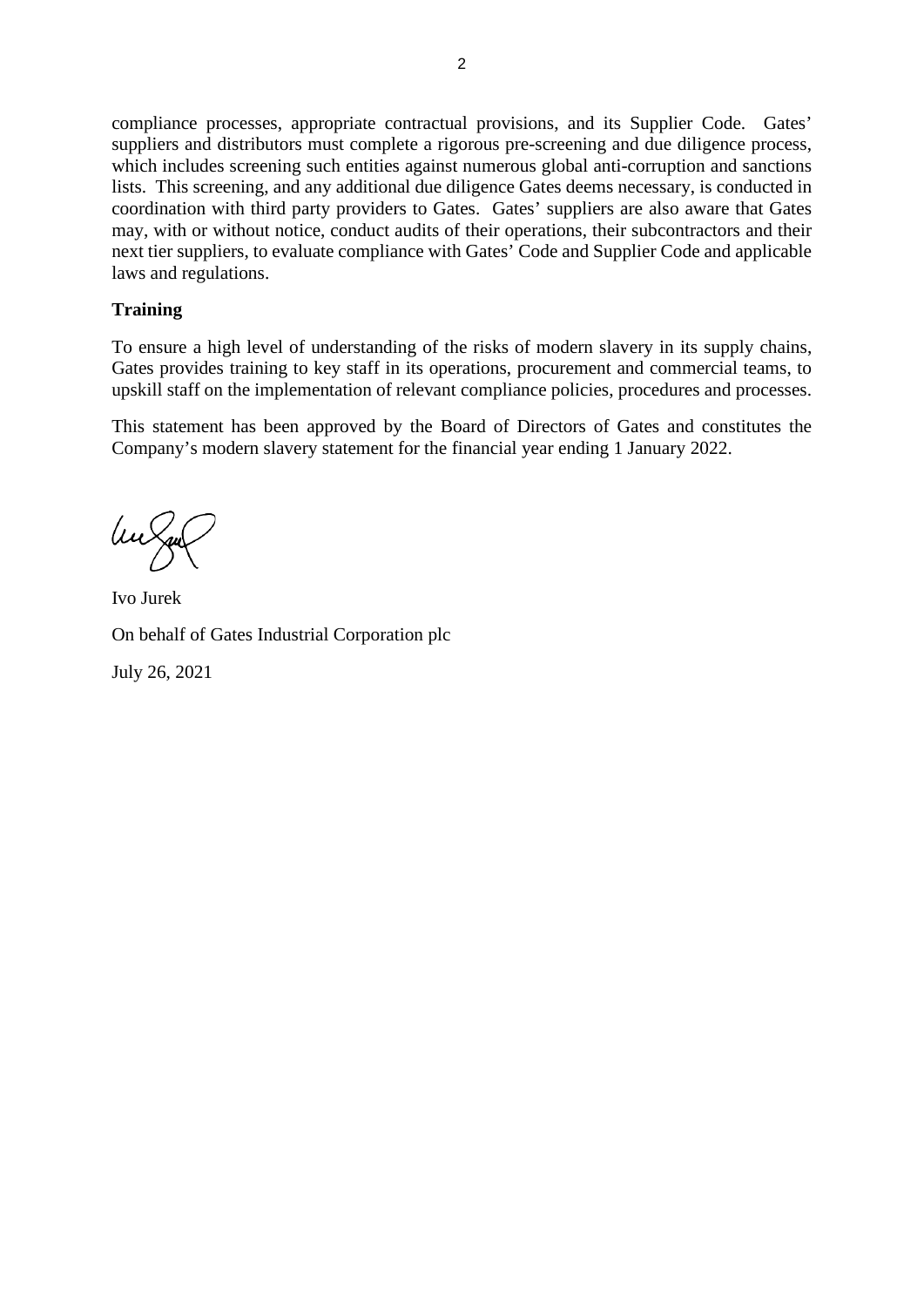compliance processes, appropriate contractual provisions, and its Supplier Code. Gates' suppliers and distributors must complete a rigorous pre-screening and due diligence process, which includes screening such entities against numerous global anti-corruption and sanctions lists. This screening, and any additional due diligence Gates deems necessary, is conducted in coordination with third party providers to Gates. Gates' suppliers are also aware that Gates may, with or without notice, conduct audits of their operations, their subcontractors and their next tier suppliers, to evaluate compliance with Gates' Code and Supplier Code and applicable laws and regulations.

**Training**

To ensure a high level of understanding of the risks of modern slavery in its supply chains, Gates provides training to key staff in its operations, procurement and commercial teams, to upskill staff on the implementation of relevant compliance policies, procedures and processes.

This statement has been approved by the Board of Directors of Gates and constitutes the Company's modern slavery statement for the financial year ending 1 January 2022.

Ivo Jurek

On behalf of Gates Industrial Corporation plc

July 26, 2021